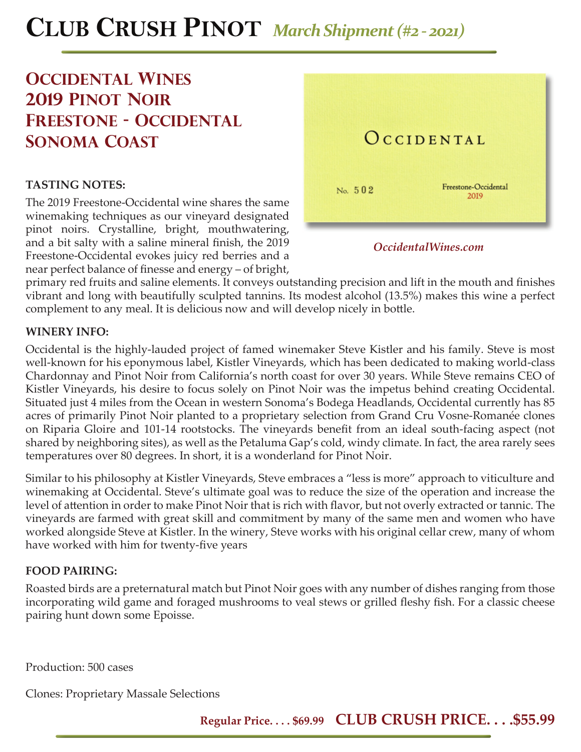# Club Crush Pinot *March Shipment (#2 - 2021)*

## Occidental Wines
## 2019 Pinot Noir
## Freestone - Occidental
## Sonoma Coast

OCCIDENTAL

No. 502 Freestone-Occidental 2019

*OccidentalWines.com*

**TASTING NOTES:**

The 2019 Freestone-Occidental wine shares the same winemaking techniques as our vineyard designated pinot noirs. Crystalline, bright, mouthwatering, and a bit salty with a saline mineral finish, the 2019 Freestone-Occidental evokes juicy red berries and a near perfect balance of finesse and energy – of bright, primary red fruits and saline elements. It conveys outstanding precision and lift in the mouth and finishes vibrant and long with beautifully sculpted tannins. Its modest alcohol (13.5%) makes this wine a perfect complement to any meal. It is delicious now and will develop nicely in bottle.

**WINERY INFO:**

Occidental is the highly-lauded project of famed winemaker Steve Kistler and his family. Steve is most well-known for his eponymous label, Kistler Vineyards, which has been dedicated to making world-class Chardonnay and Pinot Noir from California's north coast for over 30 years. While Steve remains CEO of Kistler Vineyards, his desire to focus solely on Pinot Noir was the impetus behind creating Occidental. Situated just 4 miles from the Ocean in western Sonoma's Bodega Headlands, Occidental currently has 85 acres of primarily Pinot Noir planted to a proprietary selection from Grand Cru Vosne-Romanée clones on Riparia Gloire and 101-14 rootstocks. The vineyards benefit from an ideal south-facing aspect (not shared by neighboring sites), as well as the Petaluma Gap's cold, windy climate. In fact, the area rarely sees temperatures over 80 degrees. In short, it is a wonderland for Pinot Noir.

Similar to his philosophy at Kistler Vineyards, Steve embraces a "less is more" approach to viticulture and winemaking at Occidental. Steve's ultimate goal was to reduce the size of the operation and increase the level of attention in order to make Pinot Noir that is rich with flavor, but not overly extracted or tannic. The vineyards are farmed with great skill and commitment by many of the same men and women who have worked alongside Steve at Kistler. In the winery, Steve works with his original cellar crew, many of whom have worked with him for twenty-five years

**FOOD PAIRING:**

Roasted birds are a preternatural match but Pinot Noir goes with any number of dishes ranging from those incorporating wild game and foraged mushrooms to veal stews or grilled fleshy fish. For a classic cheese pairing hunt down some Epoisse.

Production: 500 cases

Clones: Proprietary Massale Selections

**Regular Price. . . . $69.99** **CLUB CRUSH PRICE. . . .$55.99**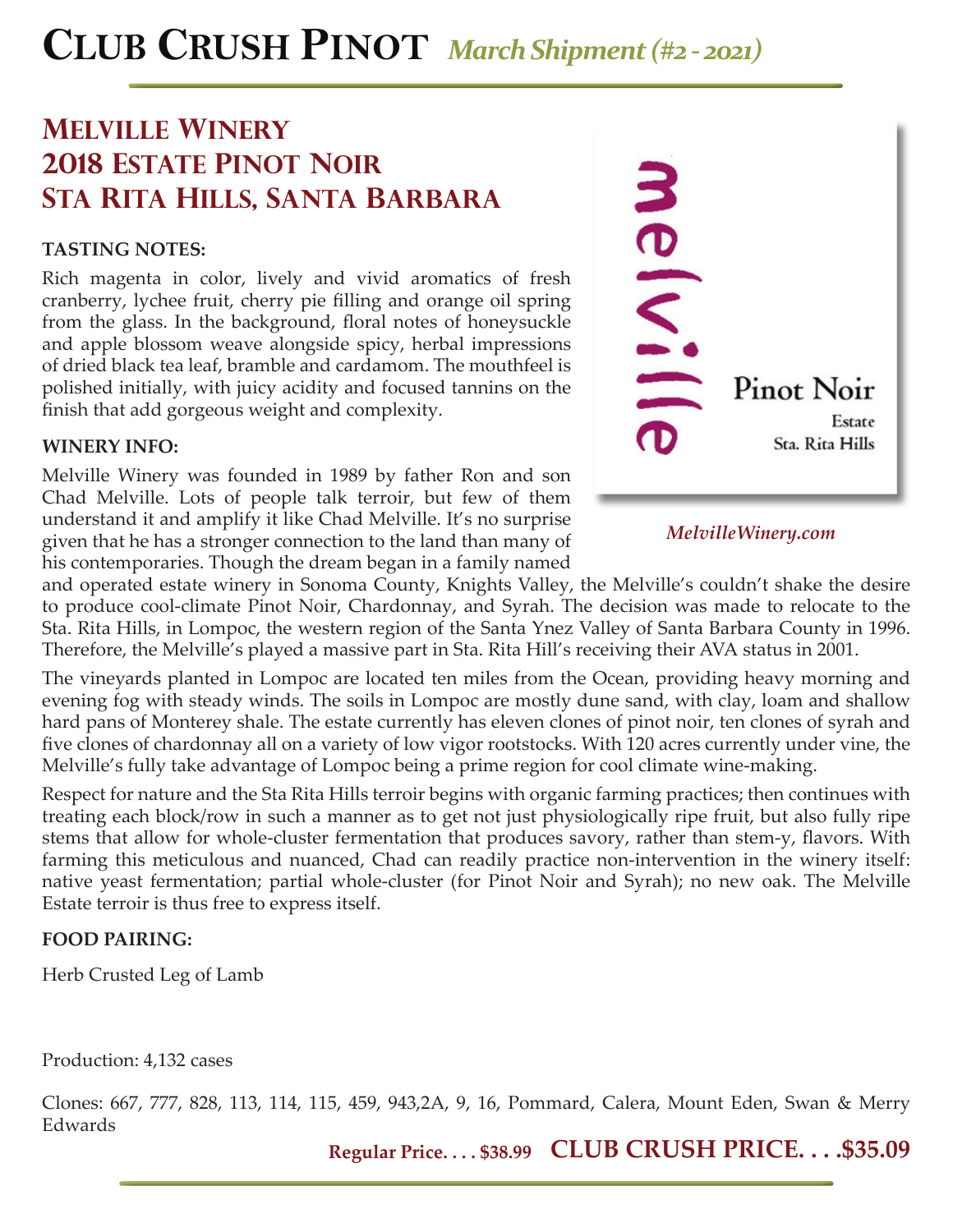# Club Crush Pinot *March Shipment (#2 - 2021)*

## Melville Winery
## 2018 Estate Pinot Noir
## Sta Rita Hills, Santa Barbara

**TASTING NOTES:**

Rich magenta in color, lively and vivid aromatics of fresh cranberry, lychee fruit, cherry pie filling and orange oil spring from the glass. In the background, floral notes of honeysuckle and apple blossom weave alongside spicy, herbal impressions of dried black tea leaf, bramble and cardamom. The mouthfeel is polished initially, with juicy acidity and focused tannins on the finish that add gorgeous weight and complexity.

melville

Pinot Noir

Estate

Sta. Rita Hills

*MelvilleWinery.com*

**WINERY INFO:**

Melville Winery was founded in 1989 by father Ron and son Chad Melville. Lots of people talk terroir, but few of them understand it and amplify it like Chad Melville. It's no surprise given that he has a stronger connection to the land than many of his contemporaries. Though the dream began in a family named and operated estate winery in Sonoma County, Knights Valley, the Melville's couldn't shake the desire to produce cool-climate Pinot Noir, Chardonnay, and Syrah. The decision was made to relocate to the Sta. Rita Hills, in Lompoc, the western region of the Santa Ynez Valley of Santa Barbara County in 1996. Therefore, the Melville's played a massive part in Sta. Rita Hill's receiving their AVA status in 2001.

The vineyards planted in Lompoc are located ten miles from the Ocean, providing heavy morning and evening fog with steady winds. The soils in Lompoc are mostly dune sand, with clay, loam and shallow hard pans of Monterey shale. The estate currently has eleven clones of pinot noir, ten clones of syrah and five clones of chardonnay all on a variety of low vigor rootstocks. With 120 acres currently under vine, the Melville's fully take advantage of Lompoc being a prime region for cool climate wine-making.

Respect for nature and the Sta Rita Hills terroir begins with organic farming practices; then continues with treating each block/row in such a manner as to get not just physiologically ripe fruit, but also fully ripe stems that allow for whole-cluster fermentation that produces savory, rather than stem-y, flavors. With farming this meticulous and nuanced, Chad can readily practice non-intervention in the winery itself: native yeast fermentation; partial whole-cluster (for Pinot Noir and Syrah); no new oak. The Melville Estate terroir is thus free to express itself.

**FOOD PAIRING:**

Herb Crusted Leg of Lamb

Production: 4,132 cases

Clones: 667, 777, 828, 113, 114, 115, 459, 943,2A, 9, 16, Pommard, Calera, Mount Eden, Swan & Merry Edwards

**Regular Price. . . . $38.99 CLUB CRUSH PRICE. . . .$35.09**